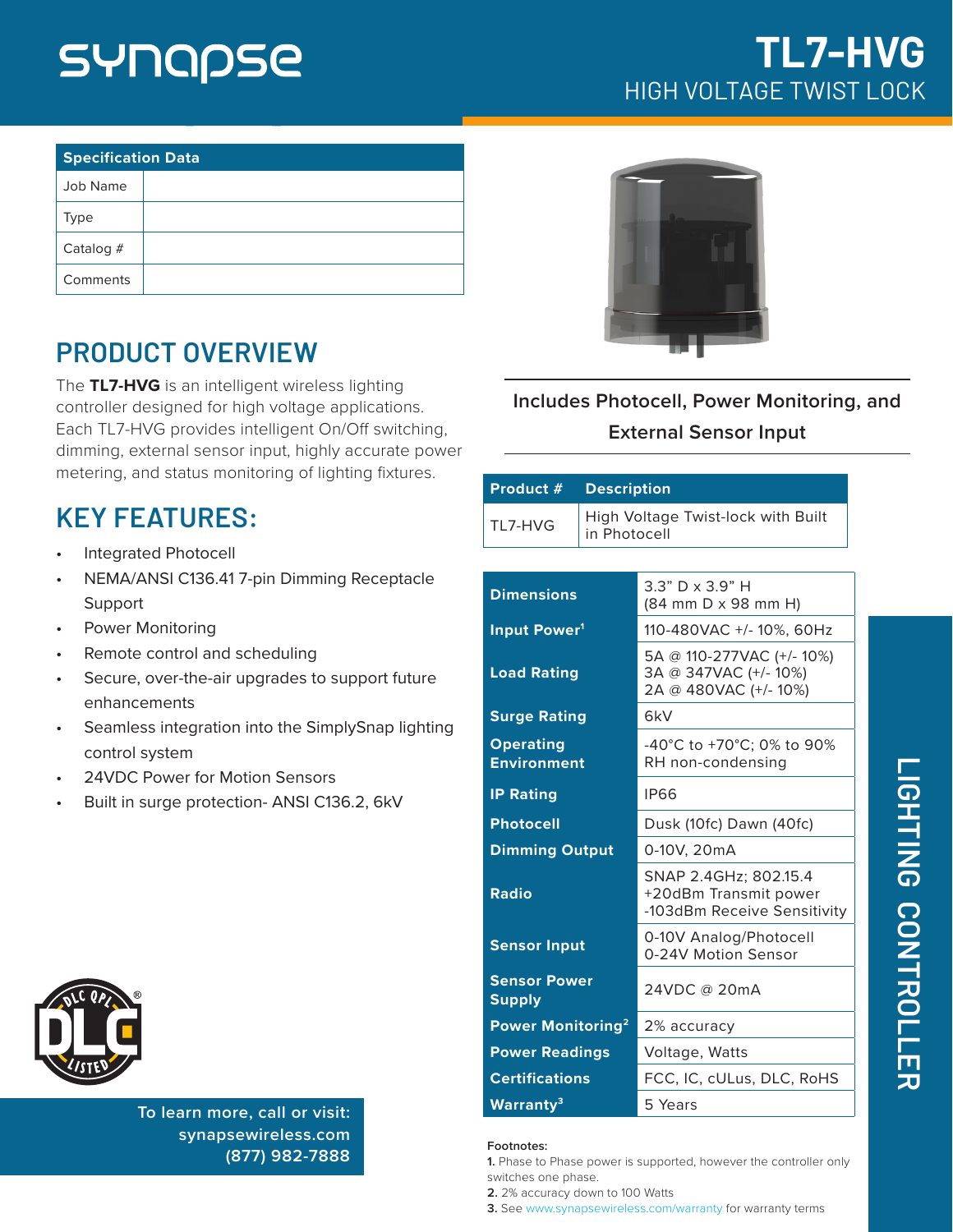# synapse

## TL7-HVG

HIGH VOLTAGE TWIST LOCK

| Specification Data | |
|---|---|
| Job Name | |
| Type | |
| Catalog # | |
| Comments | |

## PRODUCT OVERVIEW

The **TL7-HVG** is an intelligent wireless lighting controller designed for high voltage applications. Each TL7-HVG provides intelligent On/Off switching, dimming, external sensor input, highly accurate power metering, and status monitoring of lighting fixtures.

## KEY FEATURES:

- Integrated Photocell
- NEMA/ANSI C136.41 7-pin Dimming Receptacle Support
- Power Monitoring
- Remote control and scheduling
- Secure, over-the-air upgrades to support future enhancements
- Seamless integration into the SimplySnap lighting control system
- 24VDC Power for Motion Sensors
- Built in surge protection- ANSI C136.2, 6kV

Includes Photocell, Power Monitoring, and External Sensor Input

| Product # | Description |
|---|---|
| TL7-HVG | High Voltage Twist-lock with Built in Photocell |

| | |
|---|---|
| **Dimensions** | 3.3" D x 3.9" H (84 mm D x 98 mm H) |
| **Input Power[1]** | 110-480VAC +/- 10%, 60Hz |
| **Load Rating** | 5A @ 110-277VAC (+/- 10%) 3A @ 347VAC (+/- 10%) 2A @ 480VAC (+/- 10%) |
| **Surge Rating** | 6kV |
| **Operating Environment** | -40°C to +70°C; 0% to 90% RH non-condensing |
| **IP Rating** | IP66 |
| **Photocell** | Dusk (10fc) Dawn (40fc) |
| **Dimming Output** | 0-10V, 20mA |
| **Radio** | SNAP 2.4GHz; 802.15.4 +20dBm Transmit power -103dBm Receive Sensitivity |
| **Sensor Input** | 0-10V Analog/Photocell 0-24V Motion Sensor |
| **Sensor Power Supply** | 24VDC @ 20mA |
| **Power Monitoring[2]** | 2% accuracy |
| **Power Readings** | Voltage, Watts |
| **Certifications** | FCC, IC, cULus, DLC, RoHS |
| **Warranty[3]** | 5 Years |

LIGHTING CONTROLLER

DLC QPL LISTED

To learn more, call or visit:
synapsewireless.com
(877) 982-7888

**Footnotes:**
**1.** Phase to Phase power is supported, however the controller only switches one phase.
**2.** 2% accuracy down to 100 Watts
**3.** See www.synapsewireless.com/warranty for warranty terms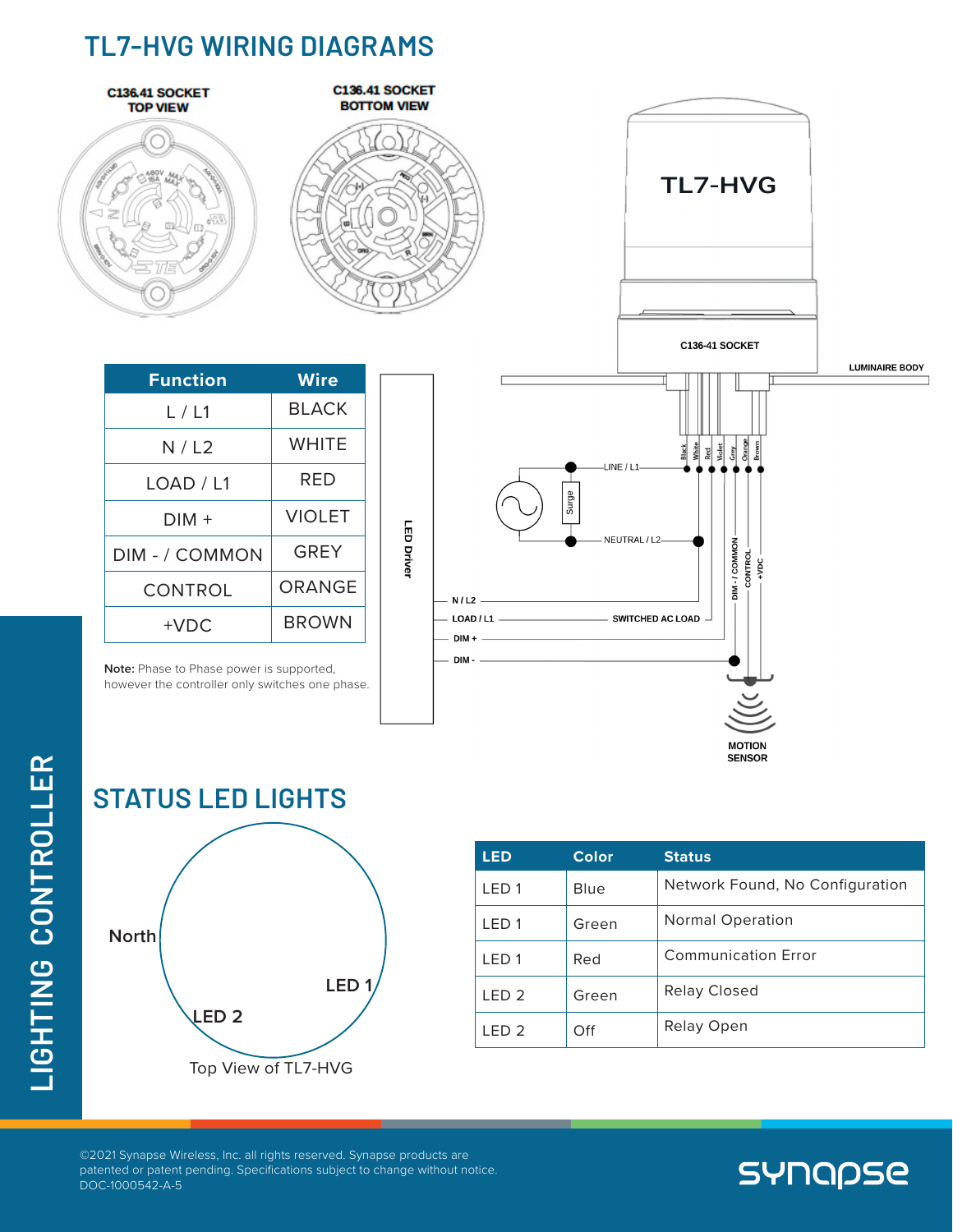# TL7-HVG WIRING DIAGRAMS

C136.41 SOCKET TOP VIEW

C136.41 SOCKET BOTTOM VIEW

TL7-HVG

C136-41 SOCKET

LUMINAIRE BODY

| Function | Wire |
|---|---|
| L / L1 | BLACK |
| N / L2 | WHITE |
| LOAD / L1 | RED |
| DIM + | VIOLET |
| DIM - / COMMON | GREY |
| CONTROL | ORANGE |
| +VDC | BROWN |

**Note:** Phase to Phase power is supported, however the controller only switches one phase.

LED Driver

Black White Red Violet Grey Orange Brown

LINE / L1

Surge

NEUTRAL / L2

DIM - / COMMON

CONTROL

+VDC

N / L2

LOAD / L1

SWITCHED AC LOAD

DIM +

DIM -

MOTION SENSOR

## STATUS LED LIGHTS

North

LED 1

LED 2

Top View of TL7-HVG

| LED | Color | Status |
|---|---|---|
| LED 1 | Blue | Network Found, No Configuration |
| LED 1 | Green | Normal Operation |
| LED 1 | Red | Communication Error |
| LED 2 | Green | Relay Closed |
| LED 2 | Off | Relay Open |

LIGHTING CONTROLLER

©2021 Synapse Wireless, Inc. all rights reserved. Synapse products are patented or patent pending. Specifications subject to change without notice.
DOC-1000542-A-5

synapse